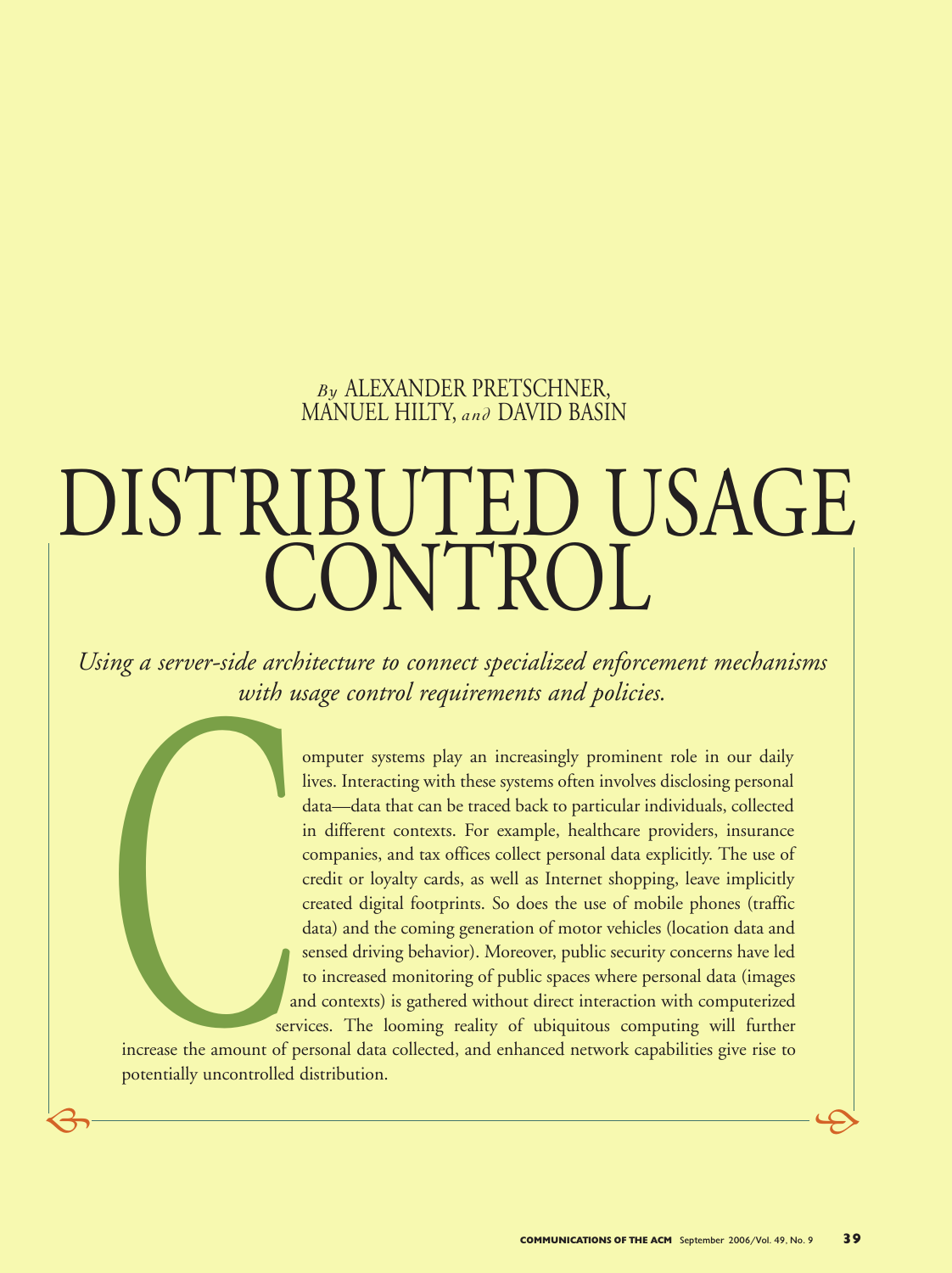By ALEXANDER PRETSCHNER, MANUEL HILTY, and DAVID BASIN

# DISTRIBUTED USAGE CONTROL

*Using a server-side architecture to connect specialized enforcement mechanisms with usage control requirements and policies.*

Computer systems play an increasingly prominent role in our daily lives. Interacting with these systems often involves disclosing personal data—data that can be traced back to particular individuals, collected in different contexts. For example, healthcare providers, insurance companies, and tax offices collect personal data explicitly. The use of credit or loyalty cards, as well as Internet shopping, leave implicitly created digital footprints. So does the use of mobile phones (traffic data) and the coming generation of motor vehicles (location data and sensed driving behavior). Moreover, public security concerns have led to increased monitoring of public spaces where personal data (images and contexts) is gathered without direct interaction with computerized services. The looming reality of ubiquitous computing will further increase the amount of personal data collected, and enhanced network capabilities give rise to potentially uncontrolled distribution.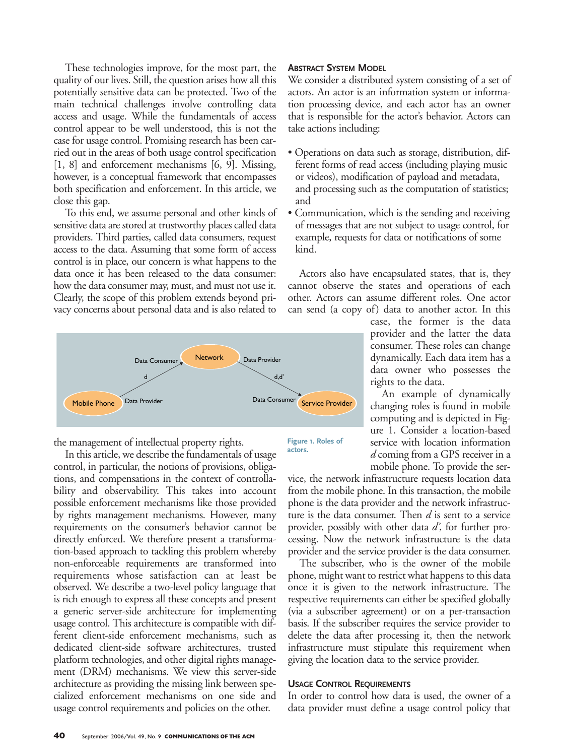These technologies improve, for the most part, the quality of our lives. Still, the question arises how all this potentially sensitive data can be protected. Two of the main technical challenges involve controlling data access and usage. While the fundamentals of access control appear to be well understood, this is not the case for usage control. Promising research has been carried out in the areas of both usage control specification [1, 8] and enforcement mechanisms [6, 9]. Missing, however, is a conceptual framework that encompasses both specification and enforcement. In this article, we close this gap.

To this end, we assume personal and other kinds of sensitive data are stored at trustworthy places called data providers. Third parties, called data consumers, request access to the data. Assuming that some form of access control is in place, our concern is what happens to the data once it has been released to the data consumer: how the data consumer may, must, and must not use it. Clearly, the scope of this problem extends beyond privacy concerns about personal data and is also related to the management of intellectual property rights.

In this article, we describe the fundamentals of usage control, in particular, the notions of provisions, obligations, and compensations in the context of controllability and observability. This takes into account possible enforcement mechanisms like those provided by rights management mechanisms. However, many requirements on the consumer's behavior cannot be directly enforced. We therefore present a transformation-based approach to tackling this problem whereby non-enforceable requirements are transformed into requirements whose satisfaction can at least be observed. We describe a two-level policy language that is rich enough to express all these concepts and present a generic server-side architecture for implementing usage control. This architecture is compatible with different client-side enforcement mechanisms, such as dedicated client-side software architectures, trusted platform technologies, and other digital rights management (DRM) mechanisms. We view this server-side architecture as providing the missing link between specialized enforcement mechanisms on one side and usage control requirements and policies on the other.

## Abstract System Model

We consider a distributed system consisting of a set of actors. An actor is an information system or information processing device, and each actor has an owner that is responsible for the actor's behavior. Actors can take actions including:

- Operations on data such as storage, distribution, different forms of read access (including playing music or videos), modification of payload and metadata, and processing such as the computation of statistics; and
- Communication, which is the sending and receiving of messages that are not subject to usage control, for example, requests for data or notifications of some kind.

Actors also have encapsulated states, that is, they cannot observe the states and operations of each other. Actors can assume different roles. One actor can send (a copy of) data to another actor. In this case, the former is the data provider and the latter the data consumer. These roles can change dynamically. Each data item has a data owner who possesses the rights to the data.

An example of dynamically changing roles is found in mobile computing and is depicted in Figure 1. Consider a location-based service with location information *d* coming from a GPS receiver in a mobile phone. To provide the service, the network infrastructure requests location data from the mobile phone. In this transaction, the mobile phone is the data provider and the network infrastructure is the data consumer. Then *d* is sent to a service provider, possibly with other data *d'*, for further processing. Now the network infrastructure is the data provider and the service provider is the data consumer.

Figure 1. Roles of actors.

The subscriber, who is the owner of the mobile phone, might want to restrict what happens to this data once it is given to the network infrastructure. The respective requirements can either be specified globally (via a subscriber agreement) or on a per-transaction basis. If the subscriber requires the service provider to delete the data after processing it, then the network infrastructure must stipulate this requirement when giving the location data to the service provider.

## Usage Control Requirements

In order to control how data is used, the owner of a data provider must define a usage control policy that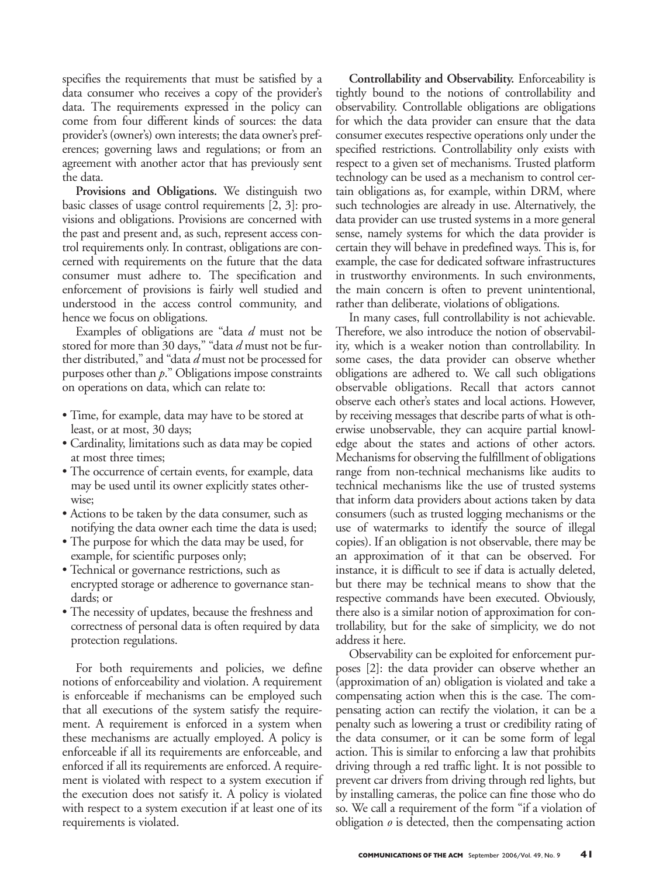specifies the requirements that must be satisfied by a data consumer who receives a copy of the provider's data. The requirements expressed in the policy can come from four different kinds of sources: the data provider's (owner's) own interests; the data owner's preferences; governing laws and regulations; or from an agreement with another actor that has previously sent the data.

**Provisions and Obligations.** We distinguish two basic classes of usage control requirements [2, 3]: provisions and obligations. Provisions are concerned with the past and present and, as such, represent access control requirements only. In contrast, obligations are concerned with requirements on the future that the data consumer must adhere to. The specification and enforcement of provisions is fairly well studied and understood in the access control community, and hence we focus on obligations.

Examples of obligations are "data *d* must not be stored for more than 30 days," "data *d* must not be further distributed," and "data *d* must not be processed for purposes other than *p*." Obligations impose constraints on operations on data, which can relate to:

- Time, for example, data may have to be stored at least, or at most, 30 days;
- Cardinality, limitations such as data may be copied at most three times;
- The occurrence of certain events, for example, data may be used until its owner explicitly states otherwise;
- Actions to be taken by the data consumer, such as notifying the data owner each time the data is used;
- The purpose for which the data may be used, for example, for scientific purposes only;
- Technical or governance restrictions, such as encrypted storage or adherence to governance standards; or
- The necessity of updates, because the freshness and correctness of personal data is often required by data protection regulations.

For both requirements and policies, we define notions of enforceability and violation. A requirement is enforceable if mechanisms can be employed such that all executions of the system satisfy the requirement. A requirement is enforced in a system when these mechanisms are actually employed. A policy is enforceable if all its requirements are enforceable, and enforced if all its requirements are enforced. A requirement is violated with respect to a system execution if the execution does not satisfy it. A policy is violated with respect to a system execution if at least one of its requirements is violated.

**Controllability and Observability.** Enforceability is tightly bound to the notions of controllability and observability. Controllable obligations are obligations for which the data provider can ensure that the data consumer executes respective operations only under the specified restrictions. Controllability only exists with respect to a given set of mechanisms. Trusted platform technology can be used as a mechanism to control certain obligations as, for example, within DRM, where such technologies are already in use. Alternatively, the data provider can use trusted systems in a more general sense, namely systems for which the data provider is certain they will behave in predefined ways. This is, for example, the case for dedicated software infrastructures in trustworthy environments. In such environments, the main concern is often to prevent unintentional, rather than deliberate, violations of obligations.

In many cases, full controllability is not achievable. Therefore, we also introduce the notion of observability, which is a weaker notion than controllability. In some cases, the data provider can observe whether obligations are adhered to. We call such obligations observable obligations. Recall that actors cannot observe each other's states and local actions. However, by receiving messages that describe parts of what is otherwise unobservable, they can acquire partial knowledge about the states and actions of other actors. Mechanisms for observing the fulfillment of obligations range from non-technical mechanisms like audits to technical mechanisms like the use of trusted systems that inform data providers about actions taken by data consumers (such as trusted logging mechanisms or the use of watermarks to identify the source of illegal copies). If an obligation is not observable, there may be an approximation of it that can be observed. For instance, it is difficult to see if data is actually deleted, but there may be technical means to show that the respective commands have been executed. Obviously, there also is a similar notion of approximation for controllability, but for the sake of simplicity, we do not address it here.

Observability can be exploited for enforcement purposes [2]: the data provider can observe whether an (approximation of an) obligation is violated and take a compensating action when this is the case. The compensating action can rectify the violation, it can be a penalty such as lowering a trust or credibility rating of the data consumer, or it can be some form of legal action. This is similar to enforcing a law that prohibits driving through a red traffic light. It is not possible to prevent car drivers from driving through red lights, but by installing cameras, the police can fine those who do so. We call a requirement of the form "if a violation of obligation *o* is detected, then the compensating action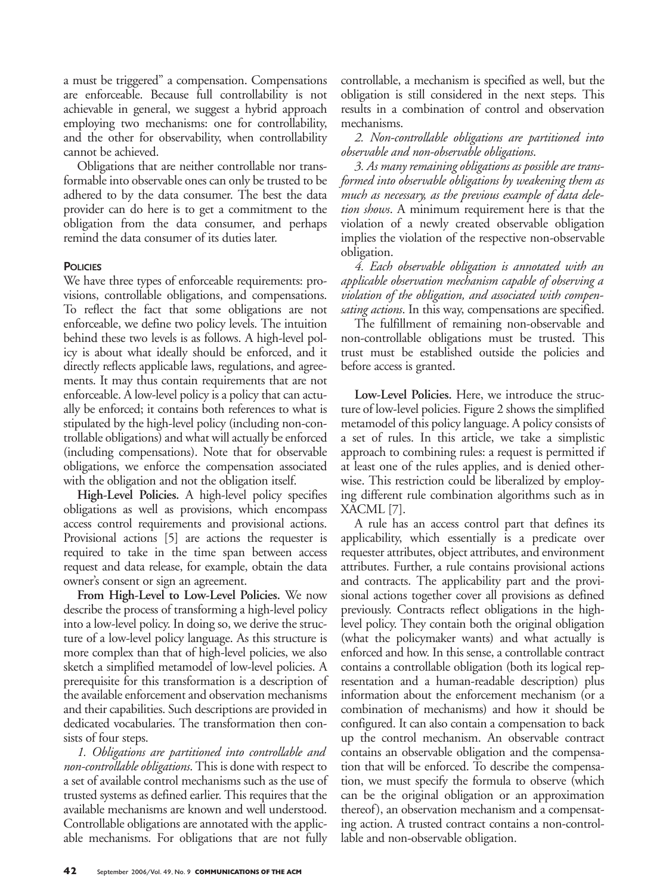a must be triggered" a compensation. Compensations are enforceable. Because full controllability is not achievable in general, we suggest a hybrid approach employing two mechanisms: one for controllability, and the other for observability, when controllability cannot be achieved.

Obligations that are neither controllable nor transformable into observable ones can only be trusted to be adhered to by the data consumer. The best the data provider can do here is to get a commitment to the obligation from the data consumer, and perhaps remind the data consumer of its duties later.

## Policies

We have three types of enforceable requirements: provisions, controllable obligations, and compensations. To reflect the fact that some obligations are not enforceable, we define two policy levels. The intuition behind these two levels is as follows. A high-level policy is about what ideally should be enforced, and it directly reflects applicable laws, regulations, and agreements. It may thus contain requirements that are not enforceable. A low-level policy is a policy that can actually be enforced; it contains both references to what is stipulated by the high-level policy (including non-controllable obligations) and what will actually be enforced (including compensations). Note that for observable obligations, we enforce the compensation associated with the obligation and not the obligation itself.

**High-Level Policies.** A high-level policy specifies obligations as well as provisions, which encompass access control requirements and provisional actions. Provisional actions [5] are actions the requester is required to take in the time span between access request and data release, for example, obtain the data owner's consent or sign an agreement.

**From High-Level to Low-Level Policies.** We now describe the process of transforming a high-level policy into a low-level policy. In doing so, we derive the structure of a low-level policy language. As this structure is more complex than that of high-level policies, we also sketch a simplified metamodel of low-level policies. A prerequisite for this transformation is a description of the available enforcement and observation mechanisms and their capabilities. Such descriptions are provided in dedicated vocabularies. The transformation then consists of four steps.

*1. Obligations are partitioned into controllable and non-controllable obligations*. This is done with respect to a set of available control mechanisms such as the use of trusted systems as defined earlier. This requires that the available mechanisms are known and well understood. Controllable obligations are annotated with the applicable mechanisms. For obligations that are not fully controllable, a mechanism is specified as well, but the obligation is still considered in the next steps. This results in a combination of control and observation mechanisms.

*2. Non-controllable obligations are partitioned into observable and non-observable obligations*.

*3. As many remaining obligations as possible are transformed into observable obligations by weakening them as much as necessary, as the previous example of data deletion shows*. A minimum requirement here is that the violation of a newly created observable obligation implies the violation of the respective non-observable obligation.

*4. Each observable obligation is annotated with an applicable observation mechanism capable of observing a violation of the obligation, and associated with compensating actions*. In this way, compensations are specified.

The fulfillment of remaining non-observable and non-controllable obligations must be trusted. This trust must be established outside the policies and before access is granted.

**Low-Level Policies.** Here, we introduce the structure of low-level policies. Figure 2 shows the simplified metamodel of this policy language. A policy consists of a set of rules. In this article, we take a simplistic approach to combining rules: a request is permitted if at least one of the rules applies, and is denied otherwise. This restriction could be liberalized by employing different rule combination algorithms such as in XACML [7].

A rule has an access control part that defines its applicability, which essentially is a predicate over requester attributes, object attributes, and environment attributes. Further, a rule contains provisional actions and contracts. The applicability part and the provisional actions together cover all provisions as defined previously. Contracts reflect obligations in the high-level policy. They contain both the original obligation (what the policymaker wants) and what actually is enforced and how. In this sense, a controllable contract contains a controllable obligation (both its logical representation and a human-readable description) plus information about the enforcement mechanism (or a combination of mechanisms) and how it should be configured. It can also contain a compensation to back up the control mechanism. An observable contract contains an observable obligation and the compensation that will be enforced. To describe the compensation, we must specify the formula to observe (which can be the original obligation or an approximation thereof), an observation mechanism and a compensating action. A trusted contract contains a non-controllable and non-observable obligation.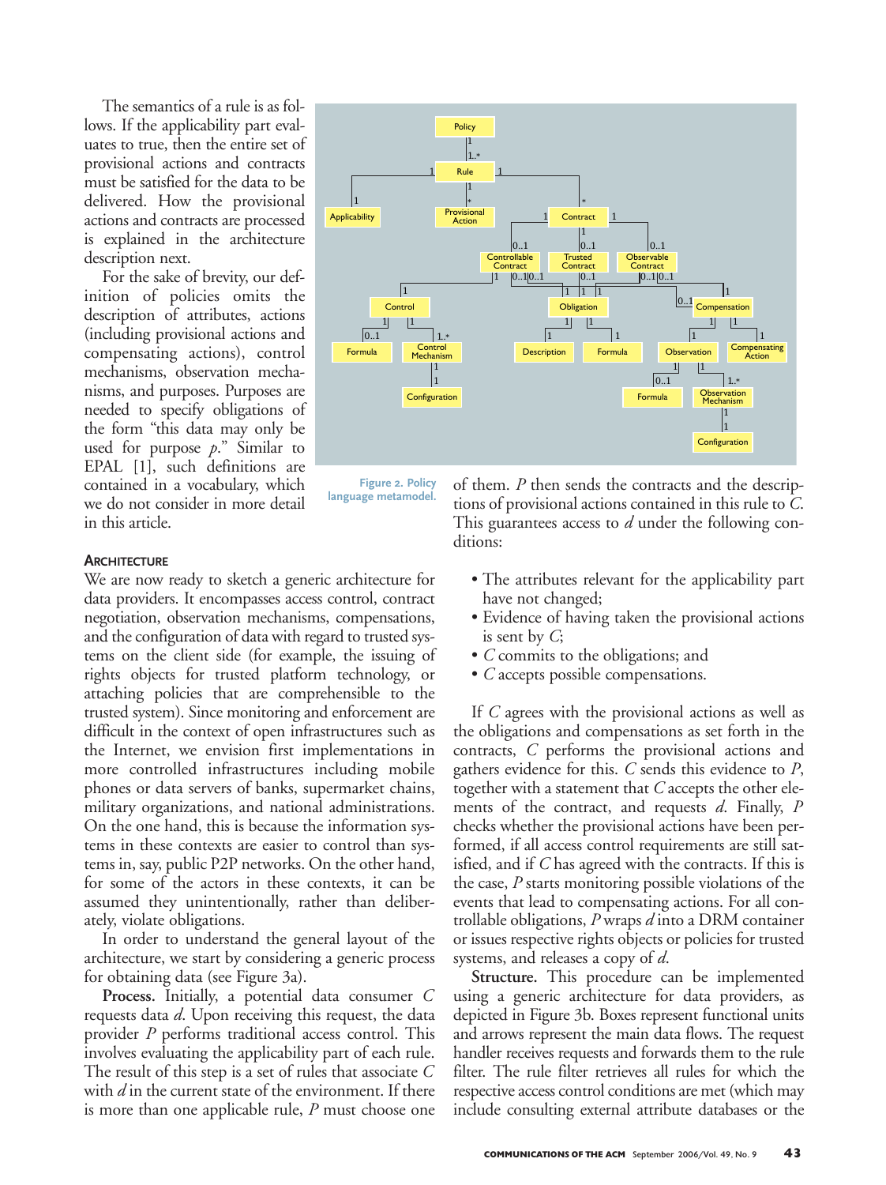The semantics of a rule is as follows. If the applicability part evaluates to true, then the entire set of provisional actions and contracts must be satisfied for the data to be delivered. How the provisional actions and contracts are processed is explained in the architecture description next.

For the sake of brevity, our definition of policies omits the description of attributes, actions (including provisional actions and compensating actions), control mechanisms, observation mechanisms, and purposes. Purposes are needed to specify obligations of the form "this data may only be used for purpose *p*." Similar to EPAL [1], such definitions are contained in a vocabulary, which we do not consider in more detail in this article.

Figure 2. Policy language metamodel.

### Architecture

We are now ready to sketch a generic architecture for data providers. It encompasses access control, contract negotiation, observation mechanisms, compensations, and the configuration of data with regard to trusted systems on the client side (for example, the issuing of rights objects for trusted platform technology, or attaching policies that are comprehensible to the trusted system). Since monitoring and enforcement are difficult in the context of open infrastructures such as the Internet, we envision first implementations in more controlled infrastructures including mobile phones or data servers of banks, supermarket chains, military organizations, and national administrations. On the one hand, this is because the information systems in these contexts are easier to control than systems in, say, public P2P networks. On the other hand, for some of the actors in these contexts, it can be assumed they unintentionally, rather than deliberately, violate obligations.

In order to understand the general layout of the architecture, we start by considering a generic process for obtaining data (see Figure 3a).

**Process.** Initially, a potential data consumer *C* requests data *d*. Upon receiving this request, the data provider *P* performs traditional access control. This involves evaluating the applicability part of each rule. The result of this step is a set of rules that associate *C* with *d* in the current state of the environment. If there is more than one applicable rule, *P* must choose one of them. *P* then sends the contracts and the descriptions of provisional actions contained in this rule to *C*. This guarantees access to *d* under the following conditions:

- The attributes relevant for the applicability part have not changed;
- Evidence of having taken the provisional actions is sent by *C*;
- *C* commits to the obligations; and
- *C* accepts possible compensations.

If *C* agrees with the provisional actions as well as the obligations and compensations as set forth in the contracts, *C* performs the provisional actions and gathers evidence for this. *C* sends this evidence to *P*, together with a statement that *C* accepts the other elements of the contract, and requests *d*. Finally, *P* checks whether the provisional actions have been performed, if all access control requirements are still satisfied, and if *C* has agreed with the contracts. If this is the case, *P* starts monitoring possible violations of the events that lead to compensating actions. For all controllable obligations, *P* wraps *d* into a DRM container or issues respective rights objects or policies for trusted systems, and releases a copy of *d*.

**Structure.** This procedure can be implemented using a generic architecture for data providers, as depicted in Figure 3b. Boxes represent functional units and arrows represent the main data flows. The request handler receives requests and forwards them to the rule filter. The rule filter retrieves all rules for which the respective access control conditions are met (which may include consulting external attribute databases or the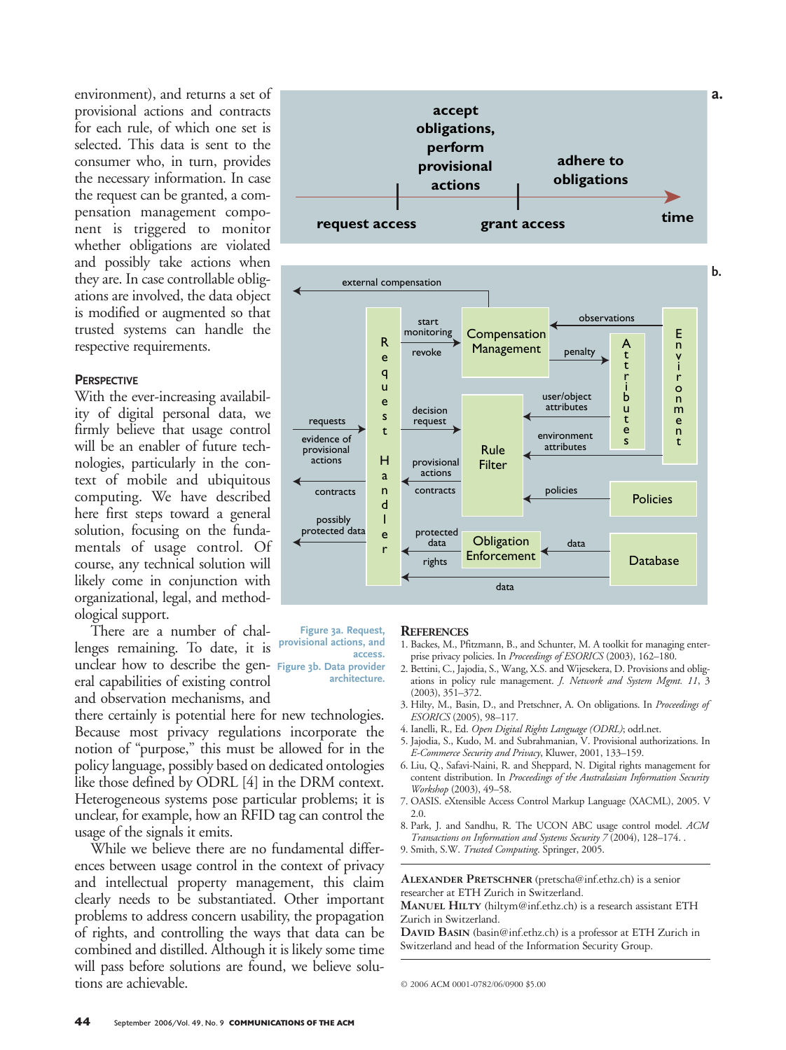environment), and returns a set of provisional actions and contracts for each rule, of which one set is selected. This data is sent to the consumer who, in turn, provides the necessary information. In case the request can be granted, a compensation management component is triggered to monitor whether obligations are violated and possibly take actions when they are. In case controllable obligations are involved, the data object is modified or augmented so that trusted systems can handle the respective requirements.

## Perspective

With the ever-increasing availability of digital personal data, we firmly believe that usage control will be an enabler of future technologies, particularly in the context of mobile and ubiquitous computing. We have described here first steps toward a general solution, focusing on the fundamentals of usage control. Of course, any technical solution will likely come in conjunction with organizational, legal, and methodological support.

There are a number of challenges remaining. To date, it is unclear how to describe the general capabilities of existing control and observation mechanisms, and there certainly is potential here for new technologies. Because most privacy regulations incorporate the notion of "purpose," this must be allowed for in the policy language, possibly based on dedicated ontologies like those defined by ODRL [4] in the DRM context. Heterogeneous systems pose particular problems; it is unclear, for example, how an RFID tag can control the usage of the signals it emits.

While we believe there are no fundamental differences between usage control in the context of privacy and intellectual property management, this claim clearly needs to be substantiated. Other important problems to address concern usability, the propagation of rights, and controlling the ways that data can be combined and distilled. Although it is likely some time will pass before solutions are found, we believe solutions are achievable.

a.

accept obligations, perform provisional actions

adhere to obligations

request access

grant access

time

b.

external compensation

requests

evidence of provisional actions

contracts

possibly protected data

Request Handler

start monitoring

revoke

decision request

provisional actions

contracts

protected data

rights

data

Compensation Management

Rule Filter

Obligation Enforcement

observations

penalty

user/object attributes

environment attributes

policies

data

Attributes

Environment

Policies

Database

Figure 3a. Request, provisional actions, and access.
Figure 3b. Data provider architecture.

## References

1. Backes, M., Pfitzmann, B., and Schunter, M. A toolkit for managing enterprise privacy policies. In *Proceedings of ESORICS* (2003), 162–180.
2. Bettini, C., Jajodia, S., Wang, X.S. and Wijesekera, D. Provisions and obligations in policy rule management. *J. Network and System Mgmt. 11*, 3 (2003), 351–372.
3. Hilty, M., Basin, D., and Pretschner, A. On obligations. In *Proceedings of ESORICS* (2005), 98–117.
4. Ianelli, R., Ed. *Open Digital Rights Language (ODRL)*; odrl.net.
5. Jajodia, S., Kudo, M. and Subrahmanian, V. Provisional authorizations. In *E-Commerce Security and Privacy*, Kluwer, 2001, 133–159.
6. Liu, Q., Safavi-Naini, R. and Sheppard, N. Digital rights management for content distribution. In *Proceedings of the Australasian Information Security Workshop* (2003), 49–58.
7. OASIS. eXtensible Access Control Markup Language (XACML), 2005. V 2.0.
8. Park, J. and Sandhu, R. The UCON ABC usage control model. *ACM Transactions on Information and Systems Security 7* (2004), 128–174. .
9. Smith, S.W. *Trusted Computing*. Springer, 2005.

**Alexander Pretschner** (pretscha@inf.ethz.ch) is a senior researcher at ETH Zurich in Switzerland.
**Manuel Hilty** (hiltym@inf.ethz.ch) is a research assistant ETH Zurich in Switzerland.
**David Basin** (basin@inf.ethz.ch) is a professor at ETH Zurich in Switzerland and head of the Information Security Group.

© 2006 ACM 0001-0782/06/0900 $5.00